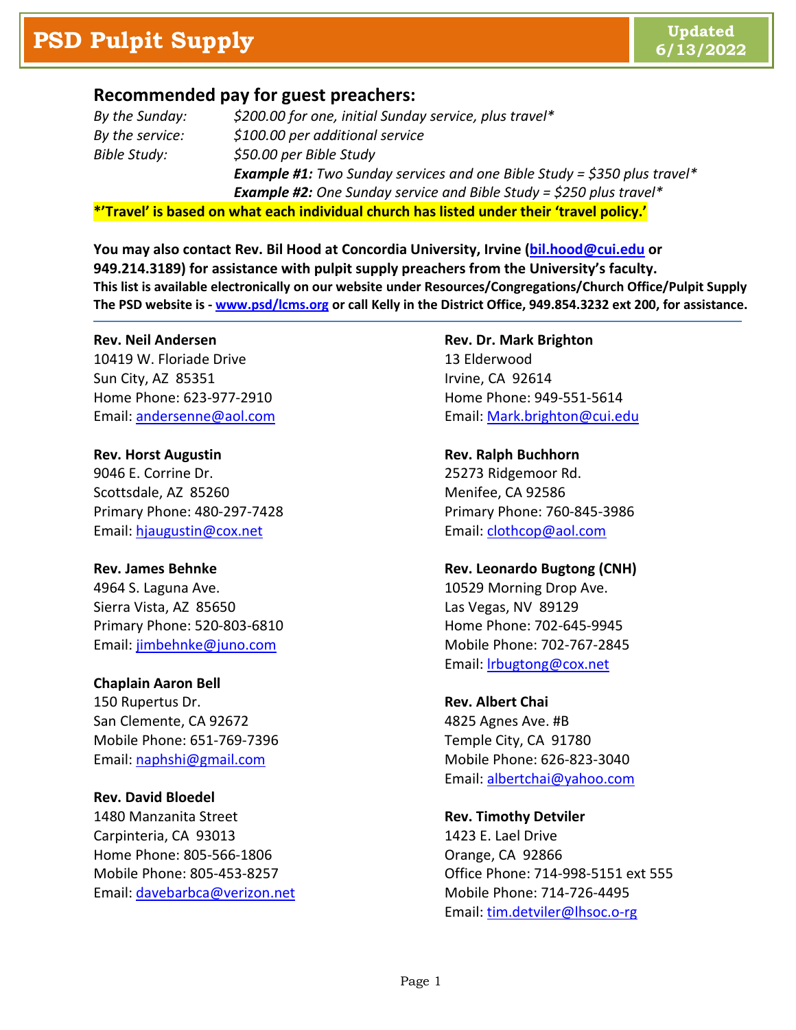# PSD Pulpit Supply

**Updated 6/13/2022**

## Recommended pay for guest preachers:

*By the Sunday:* *$200.00 for one, initial Sunday service, plus travel**

*By the service:* *$100.00 per additional service*

*Bible Study:* *$50.00 per Bible Study*

***Example #1:*** *Two Sunday services and one Bible Study = $350 plus travel**

***Example #2:*** *One Sunday service and Bible Study = $250 plus travel**

**\*'Travel' is based on what each individual church has listed under their 'travel policy.'**

**You may also contact Rev. Bil Hood at Concordia University, Irvine (bil.hood@cui.edu or 949.214.3189) for assistance with pulpit supply preachers from the University's faculty.**

**This list is available electronically on our website under Resources/Congregations/Church Office/Pulpit Supply**

**The PSD website is - www.psd/lcms.org or call Kelly in the District Office, 949.854.3232 ext 200, for assistance.**

---

**Rev. Neil Andersen**
10419 W. Floriade Drive
Sun City, AZ 85351
Home Phone: 623-977-2910
Email: andersenne@aol.com

**Rev. Horst Augustin**
9046 E. Corrine Dr.
Scottsdale, AZ 85260
Primary Phone: 480-297-7428
Email: hjaugustin@cox.net

**Rev. James Behnke**
4964 S. Laguna Ave.
Sierra Vista, AZ 85650
Primary Phone: 520-803-6810
Email: jimbehnke@juno.com

**Chaplain Aaron Bell**
150 Rupertus Dr.
San Clemente, CA 92672
Mobile Phone: 651-769-7396
Email: naphshi@gmail.com

**Rev. David Bloedel**
1480 Manzanita Street
Carpinteria, CA 93013
Home Phone: 805-566-1806
Mobile Phone: 805-453-8257
Email: davebarbca@verizon.net

**Rev. Dr. Mark Brighton**
13 Elderwood
Irvine, CA 92614
Home Phone: 949-551-5614
Email: Mark.brighton@cui.edu

**Rev. Ralph Buchhorn**
25273 Ridgemoor Rd.
Menifee, CA 92586
Primary Phone: 760-845-3986
Email: clothcop@aol.com

**Rev. Leonardo Bugtong (CNH)**
10529 Morning Drop Ave.
Las Vegas, NV 89129
Home Phone: 702-645-9945
Mobile Phone: 702-767-2845
Email: lrbugtong@cox.net

**Rev. Albert Chai**
4825 Agnes Ave. #B
Temple City, CA 91780
Mobile Phone: 626-823-3040
Email: albertchai@yahoo.com

**Rev. Timothy Detviler**
1423 E. Lael Drive
Orange, CA 92866
Office Phone: 714-998-5151 ext 555
Mobile Phone: 714-726-4495
Email: tim.detviler@lhsoc.o-rg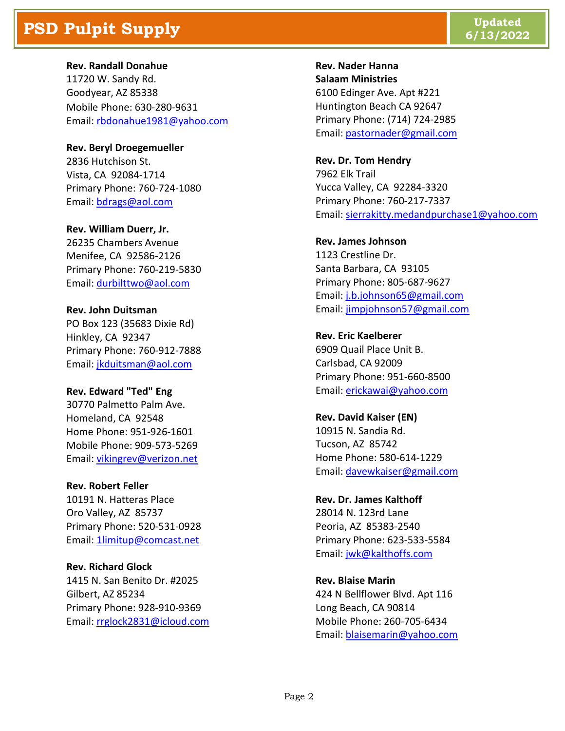# PSD Pulpit Supply

Updated 6/13/2022

**Rev. Randall Donahue**
11720 W. Sandy Rd.
Goodyear, AZ 85338
Mobile Phone: 630-280-9631
Email: rbdonahue1981@yahoo.com

**Rev. Beryl Droegemueller**
2836 Hutchison St.
Vista, CA 92084-1714
Primary Phone: 760-724-1080
Email: bdrags@aol.com

**Rev. William Duerr, Jr.**
26235 Chambers Avenue
Menifee, CA 92586-2126
Primary Phone: 760-219-5830
Email: durbilttwo@aol.com

**Rev. John Duitsman**
PO Box 123 (35683 Dixie Rd)
Hinkley, CA 92347
Primary Phone: 760-912-7888
Email: jkduitsman@aol.com

**Rev. Edward "Ted" Eng**
30770 Palmetto Palm Ave.
Homeland, CA 92548
Home Phone: 951-926-1601
Mobile Phone: 909-573-5269
Email: vikingrev@verizon.net

**Rev. Robert Feller**
10191 N. Hatteras Place
Oro Valley, AZ 85737
Primary Phone: 520-531-0928
Email: 1limitup@comcast.net

**Rev. Richard Glock**
1415 N. San Benito Dr. #2025
Gilbert, AZ 85234
Primary Phone: 928-910-9369
Email: rrglock2831@icloud.com

**Rev. Nader Hanna**
**Salaam Ministries**
6100 Edinger Ave. Apt #221
Huntington Beach CA 92647
Primary Phone: (714) 724-2985
Email: pastornader@gmail.com

**Rev. Dr. Tom Hendry**
7962 Elk Trail
Yucca Valley, CA 92284-3320
Primary Phone: 760-217-7337
Email: sierrakitty.medandpurchase1@yahoo.com

**Rev. James Johnson**
1123 Crestline Dr.
Santa Barbara, CA 93105
Primary Phone: 805-687-9627
Email: j.b.johnson65@gmail.com
Email: jimpjohnson57@gmail.com

**Rev. Eric Kaelberer**
6909 Quail Place Unit B.
Carlsbad, CA 92009
Primary Phone: 951-660-8500
Email: erickawai@yahoo.com

**Rev. David Kaiser (EN)**
10915 N. Sandia Rd.
Tucson, AZ 85742
Home Phone: 580-614-1229
Email: davewkaiser@gmail.com

**Rev. Dr. James Kalthoff**
28014 N. 123rd Lane
Peoria, AZ 85383-2540
Primary Phone: 623-533-5584
Email: jwk@kalthoffs.com

**Rev. Blaise Marin**
424 N Bellflower Blvd. Apt 116
Long Beach, CA 90814
Mobile Phone: 260-705-6434
Email: blaisemarin@yahoo.com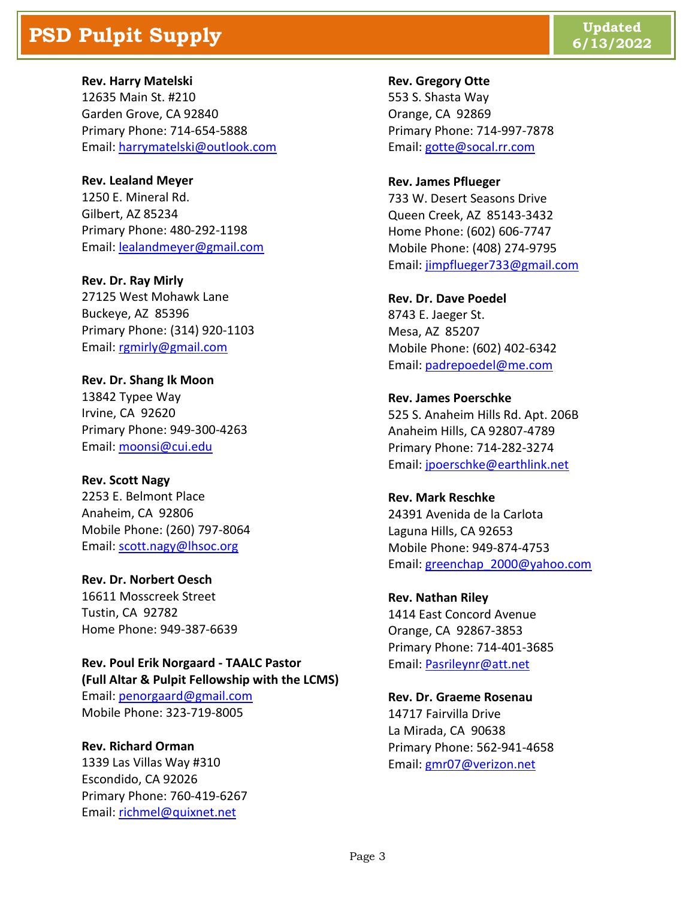# PSD Pulpit Supply

Updated 6/13/2022

**Rev. Harry Matelski**
12635 Main St. #210
Garden Grove, CA 92840
Primary Phone: 714-654-5888
Email: harrymatelski@outlook.com

**Rev. Lealand Meyer**
1250 E. Mineral Rd.
Gilbert, AZ 85234
Primary Phone: 480-292-1198
Email: lealandmeyer@gmail.com

**Rev. Dr. Ray Mirly**
27125 West Mohawk Lane
Buckeye, AZ 85396
Primary Phone: (314) 920-1103
Email: rgmirly@gmail.com

**Rev. Dr. Shang Ik Moon**
13842 Typee Way
Irvine, CA 92620
Primary Phone: 949-300-4263
Email: moonsi@cui.edu

**Rev. Scott Nagy**
2253 E. Belmont Place
Anaheim, CA 92806
Mobile Phone: (260) 797-8064
Email: scott.nagy@lhsoc.org

**Rev. Dr. Norbert Oesch**
16611 Mosscreek Street
Tustin, CA 92782
Home Phone: 949-387-6639

**Rev. Poul Erik Norgaard - TAALC Pastor**
**(Full Altar & Pulpit Fellowship with the LCMS)**
Email: penorgaard@gmail.com
Mobile Phone: 323-719-8005

**Rev. Richard Orman**
1339 Las Villas Way #310
Escondido, CA 92026
Primary Phone: 760-419-6267
Email: richmel@quixnet.net

**Rev. Gregory Otte**
553 S. Shasta Way
Orange, CA 92869
Primary Phone: 714-997-7878
Email: gotte@socal.rr.com

**Rev. James Pflueger**
733 W. Desert Seasons Drive
Queen Creek, AZ 85143-3432
Home Phone: (602) 606-7747
Mobile Phone: (408) 274-9795
Email: jimpflueger733@gmail.com

**Rev. Dr. Dave Poedel**
8743 E. Jaeger St.
Mesa, AZ 85207
Mobile Phone: (602) 402-6342
Email: padrepoedel@me.com

**Rev. James Poerschke**
525 S. Anaheim Hills Rd. Apt. 206B
Anaheim Hills, CA 92807-4789
Primary Phone: 714-282-3274
Email: jpoerschke@earthlink.net

**Rev. Mark Reschke**
24391 Avenida de la Carlota
Laguna Hills, CA 92653
Mobile Phone: 949-874-4753
Email: greenchap_2000@yahoo.com

**Rev. Nathan Riley**
1414 East Concord Avenue
Orange, CA 92867-3853
Primary Phone: 714-401-3685
Email: Pasrileynr@att.net

**Rev. Dr. Graeme Rosenau**
14717 Fairvilla Drive
La Mirada, CA 90638
Primary Phone: 562-941-4658
Email: gmr07@verizon.net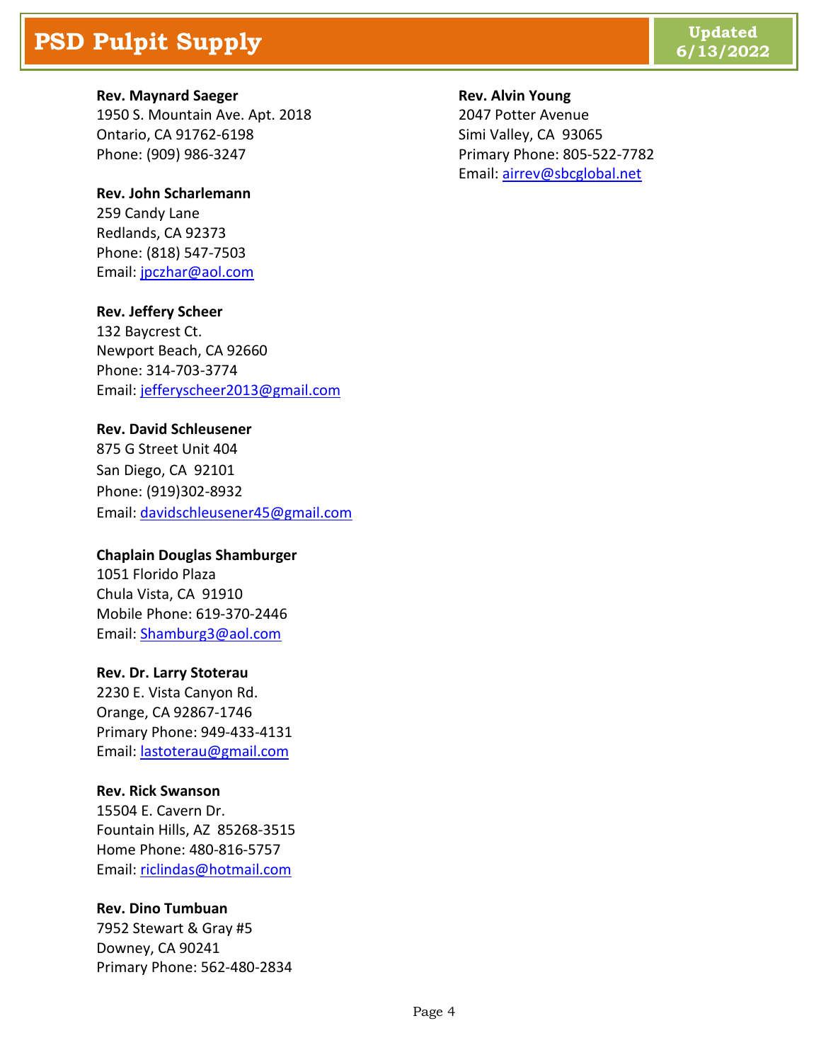**Rev. Maynard Saeger**
1950 S. Mountain Ave. Apt. 2018
Ontario, CA 91762-6198
Phone: (909) 986-3247

**Rev. John Scharlemann**
259 Candy Lane
Redlands, CA 92373
Phone: (818) 547-7503
Email: jpczhar@aol.com

**Rev. Jeffery Scheer**
132 Baycrest Ct.
Newport Beach, CA 92660
Phone: 314-703-3774
Email: jefferyscheer2013@gmail.com

**Rev. David Schleusener**
875 G Street Unit 404
San Diego, CA 92101
Phone: (919)302-8932
Email: davidschleusener45@gmail.com

**Chaplain Douglas Shamburger**
1051 Florido Plaza
Chula Vista, CA 91910
Mobile Phone: 619-370-2446
Email: Shamburg3@aol.com

**Rev. Dr. Larry Stoterau**
2230 E. Vista Canyon Rd.
Orange, CA 92867-1746
Primary Phone: 949-433-4131
Email: lastoterau@gmail.com

**Rev. Rick Swanson**
15504 E. Cavern Dr.
Fountain Hills, AZ 85268-3515
Home Phone: 480-816-5757
Email: riclindas@hotmail.com

**Rev. Dino Tumbuan**
7952 Stewart & Gray #5
Downey, CA 90241
Primary Phone: 562-480-2834

**Rev. Alvin Young**
2047 Potter Avenue
Simi Valley, CA 93065
Primary Phone: 805-522-7782
Email: airrev@sbcglobal.net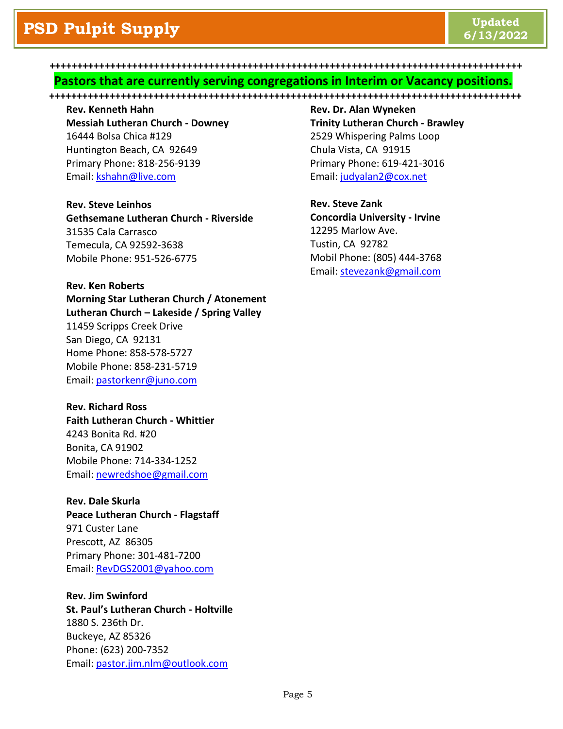# PSD Pulpit Supply

**Updated 6/13/2022**

++++++++++++++++++++++++++++++++++++++++++++++++++++++++++++++++++++++++++++++++++++

## Pastors that are currently serving congregations in Interim or Vacancy positions.

++++++++++++++++++++++++++++++++++++++++++++++++++++++++++++++++++++++++++++++++++++

**Rev. Kenneth Hahn**
**Messiah Lutheran Church - Downey**
16444 Bolsa Chica #129
Huntington Beach, CA 92649
Primary Phone: 818-256-9139
Email: kshahn@live.com

**Rev. Steve Leinhos**
**Gethsemane Lutheran Church - Riverside**
31535 Cala Carrasco
Temecula, CA 92592-3638
Mobile Phone: 951-526-6775

**Rev. Ken Roberts**
**Morning Star Lutheran Church / Atonement Lutheran Church – Lakeside / Spring Valley**
11459 Scripps Creek Drive
San Diego, CA 92131
Home Phone: 858-578-5727
Mobile Phone: 858-231-5719
Email: pastorkenr@juno.com

**Rev. Richard Ross**
**Faith Lutheran Church - Whittier**
4243 Bonita Rd. #20
Bonita, CA 91902
Mobile Phone: 714-334-1252
Email: newredshoe@gmail.com

**Rev. Dale Skurla**
**Peace Lutheran Church - Flagstaff**
971 Custer Lane
Prescott, AZ 86305
Primary Phone: 301-481-7200
Email: RevDGS2001@yahoo.com

**Rev. Jim Swinford**
**St. Paul's Lutheran Church - Holtville**
1880 S. 236th Dr.
Buckeye, AZ 85326
Phone: (623) 200-7352
Email: pastor.jim.nlm@outlook.com

**Rev. Dr. Alan Wyneken**
**Trinity Lutheran Church - Brawley**
2529 Whispering Palms Loop
Chula Vista, CA 91915
Primary Phone: 619-421-3016
Email: judyalan2@cox.net

**Rev. Steve Zank**
**Concordia University - Irvine**
12295 Marlow Ave.
Tustin, CA 92782
Mobil Phone: (805) 444-3768
Email: stevezank@gmail.com